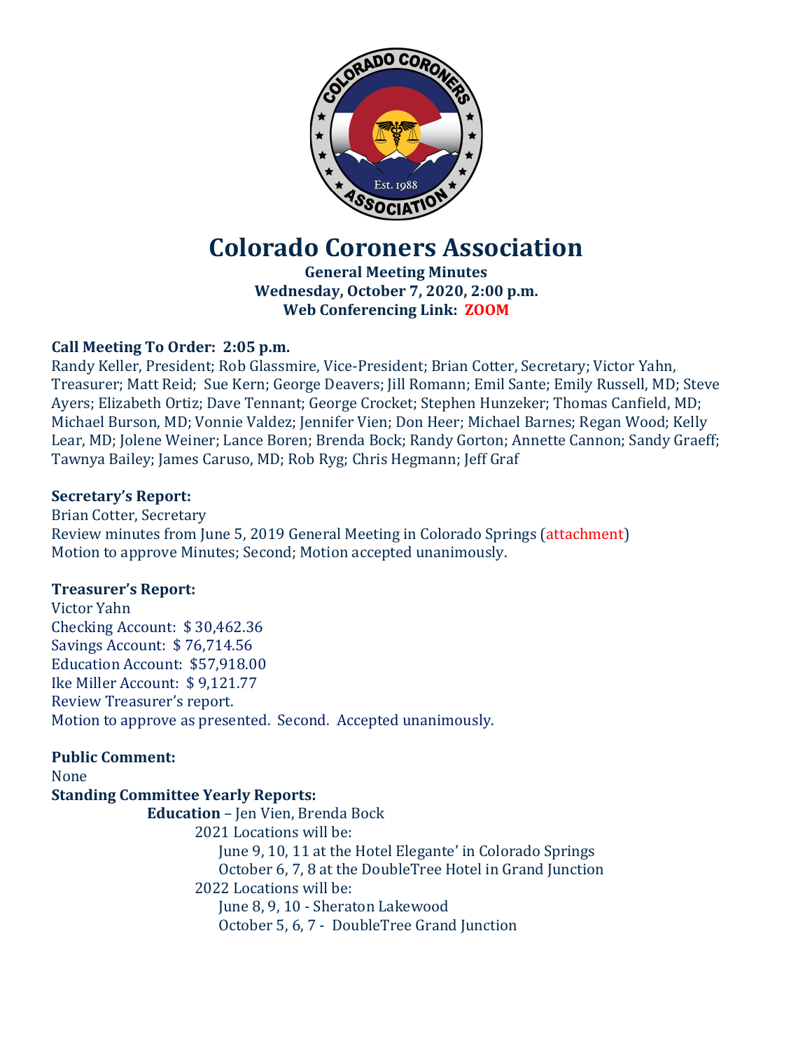# Colorado Coroners Association

**General Meeting Minutes**
**Wednesday, October 7, 2020, 2:00 p.m.**
**Web Conferencing Link: ZOOM**

**Call Meeting To Order: 2:05 p.m.**
Randy Keller, President; Rob Glassmire, Vice-President; Brian Cotter, Secretary; Victor Yahn, Treasurer; Matt Reid; Sue Kern; George Deavers; Jill Romann; Emil Sante; Emily Russell, MD; Steve Ayers; Elizabeth Ortiz; Dave Tennant; George Crocket; Stephen Hunzeker; Thomas Canfield, MD; Michael Burson, MD; Vonnie Valdez; Jennifer Vien; Don Heer; Michael Barnes; Regan Wood; Kelly Lear, MD; Jolene Weiner; Lance Boren; Brenda Bock; Randy Gorton; Annette Cannon; Sandy Graeff; Tawnya Bailey; James Caruso, MD; Rob Ryg; Chris Hegmann; Jeff Graf

**Secretary's Report:**
Brian Cotter, Secretary
Review minutes from June 5, 2019 General Meeting in Colorado Springs (attachment)
Motion to approve Minutes; Second; Motion accepted unanimously.

**Treasurer's Report:**
Victor Yahn
Checking Account: $ 30,462.36
Savings Account: $ 76,714.56
Education Account: $57,918.00
Ike Miller Account: $ 9,121.77
Review Treasurer's report.
Motion to approve as presented. Second. Accepted unanimously.

**Public Comment:**
None

**Standing Committee Yearly Reports:**

- **Education** – Jen Vien, Brenda Bock
  - 2021 Locations will be:
    - June 9, 10, 11 at the Hotel Elegante' in Colorado Springs
    - October 6, 7, 8 at the DoubleTree Hotel in Grand Junction
  - 2022 Locations will be:
    - June 8, 9, 10 - Sheraton Lakewood
    - October 5, 6, 7 - DoubleTree Grand Junction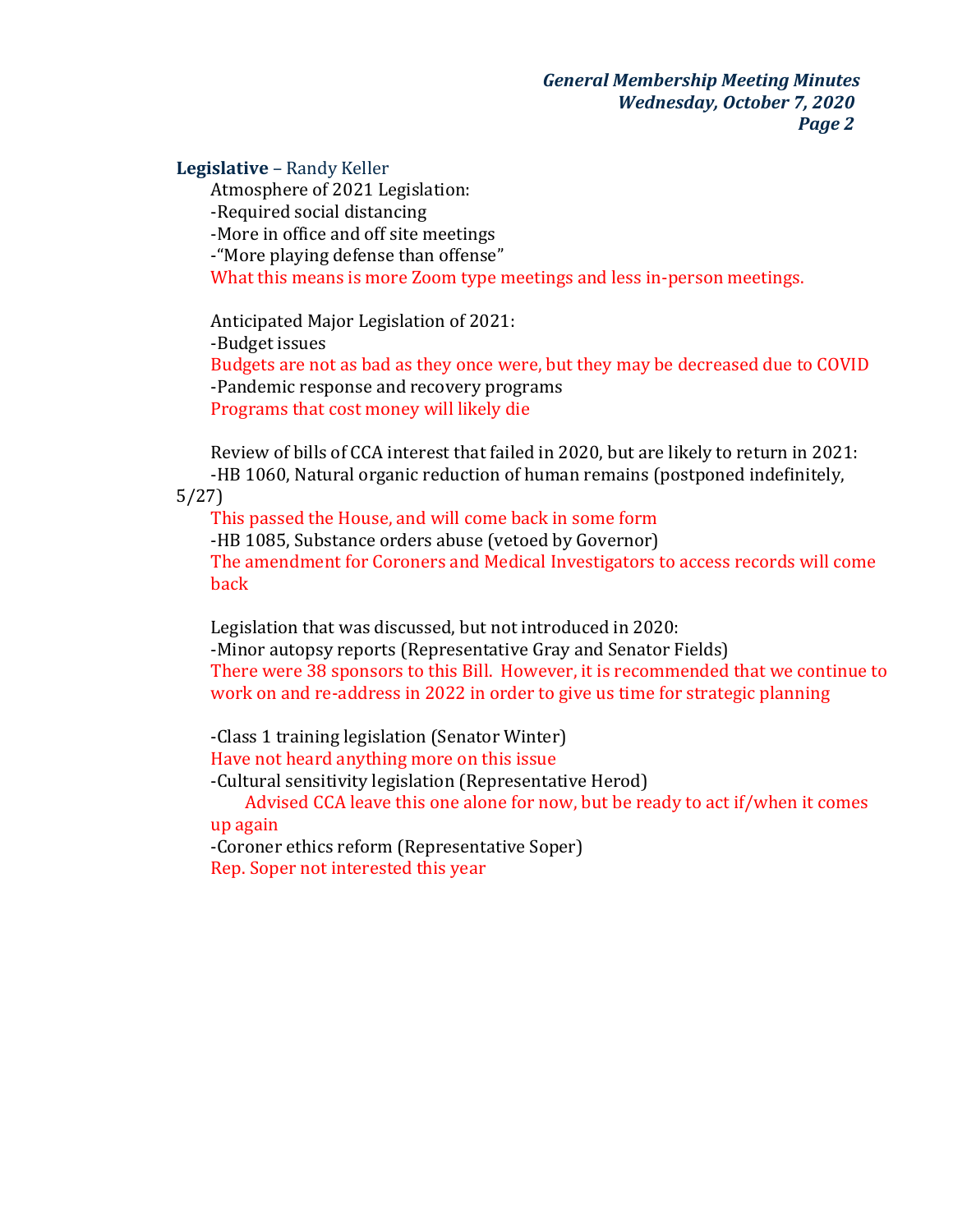**Legislative** – Randy Keller

Atmosphere of 2021 Legislation:

-Required social distancing

-More in office and off site meetings

-"More playing defense than offense"

What this means is more Zoom type meetings and less in-person meetings.

Anticipated Major Legislation of 2021:

-Budget issues

Budgets are not as bad as they once were, but they may be decreased due to COVID

-Pandemic response and recovery programs

Programs that cost money will likely die

Review of bills of CCA interest that failed in 2020, but are likely to return in 2021:

-HB 1060, Natural organic reduction of human remains (postponed indefinitely, 5/27)

This passed the House, and will come back in some form

-HB 1085, Substance orders abuse (vetoed by Governor)

The amendment for Coroners and Medical Investigators to access records will come back

Legislation that was discussed, but not introduced in 2020:

-Minor autopsy reports (Representative Gray and Senator Fields)

There were 38 sponsors to this Bill. However, it is recommended that we continue to work on and re-address in 2022 in order to give us time for strategic planning

-Class 1 training legislation (Senator Winter)

Have not heard anything more on this issue

-Cultural sensitivity legislation (Representative Herod)

Advised CCA leave this one alone for now, but be ready to act if/when it comes up again

-Coroner ethics reform (Representative Soper)

Rep. Soper not interested this year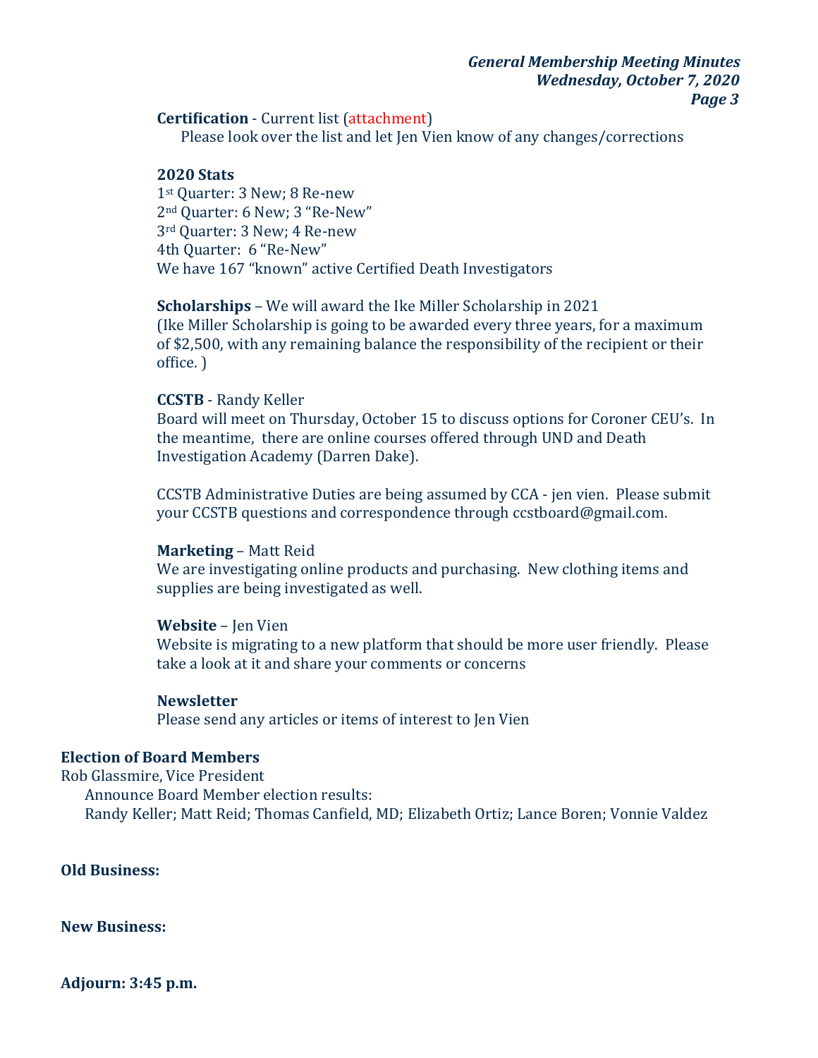**Certification** - Current list (attachment)
Please look over the list and let Jen Vien know of any changes/corrections

**2020 Stats**
1st Quarter: 3 New; 8 Re-new
2nd Quarter: 6 New; 3 "Re-New"
3rd Quarter: 3 New; 4 Re-new
4th Quarter: 6 "Re-New"
We have 167 "known" active Certified Death Investigators

**Scholarships** – We will award the Ike Miller Scholarship in 2021
(Ike Miller Scholarship is going to be awarded every three years, for a maximum of $2,500, with any remaining balance the responsibility of the recipient or their office. )

**CCSTB** - Randy Keller
Board will meet on Thursday, October 15 to discuss options for Coroner CEU's. In the meantime, there are online courses offered through UND and Death Investigation Academy (Darren Dake).

CCSTB Administrative Duties are being assumed by CCA - jen vien. Please submit your CCSTB questions and correspondence through ccstboard@gmail.com.

**Marketing** – Matt Reid
We are investigating online products and purchasing. New clothing items and supplies are being investigated as well.

**Website** – Jen Vien
Website is migrating to a new platform that should be more user friendly. Please take a look at it and share your comments or concerns

**Newsletter**
Please send any articles or items of interest to Jen Vien

**Election of Board Members**
Rob Glassmire, Vice President
Announce Board Member election results:
Randy Keller; Matt Reid; Thomas Canfield, MD; Elizabeth Ortiz; Lance Boren; Vonnie Valdez

**Old Business:**

**New Business:**

**Adjourn: 3:45 p.m.**